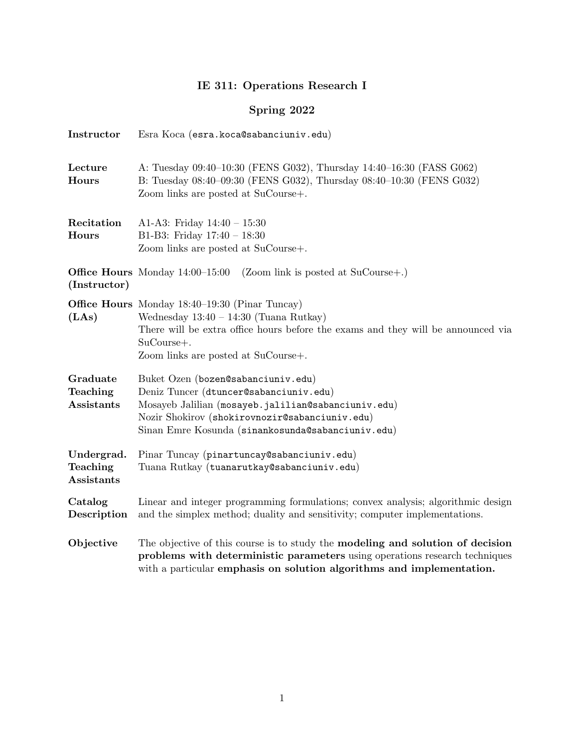# IE 311: Operations Research I

## Spring 2022

**Instructor** Esra Koca (esra.koca@sabanciuniv.edu)

**Lecture Hours**
A: Tuesday 09:40–10:30 (FENS G032), Thursday 14:40–16:30 (FASS G062)
B: Tuesday 08:40–09:30 (FENS G032), Thursday 08:40–10:30 (FENS G032)
Zoom links are posted at SuCourse+.

**Recitation Hours**
A1-A3: Friday 14:40 – 15:30
B1-B3: Friday 17:40 – 18:30
Zoom links are posted at SuCourse+.

**Office Hours (Instructor)** Monday 14:00–15:00 (Zoom link is posted at SuCourse+.)

**Office Hours (LAs)**
Monday 18:40–19:30 (Pinar Tuncay)
Wednesday 13:40 – 14:30 (Tuana Rutkay)
There will be extra office hours before the exams and they will be announced via SuCourse+.
Zoom links are posted at SuCourse+.

**Graduate Teaching Assistants**
Buket Ozen (bozen@sabanciuniv.edu)
Deniz Tuncer (dtuncer@sabanciuniv.edu)
Mosayeb Jalilian (mosayeb.jalilian@sabanciuniv.edu)
Nozir Shokirov (shokirovnozir@sabanciuniv.edu)
Sinan Emre Kosunda (sinankosunda@sabanciuniv.edu)

**Undergrad. Teaching Assistants**
Pinar Tuncay (pinartuncay@sabanciuniv.edu)
Tuana Rutkay (tuanarutkay@sabanciuniv.edu)

**Catalog Description** Linear and integer programming formulations; convex analysis; algorithmic design and the simplex method; duality and sensitivity; computer implementations.

**Objective** The objective of this course is to study the **modeling and solution of decision problems with deterministic parameters** using operations research techniques with a particular **emphasis on solution algorithms and implementation.**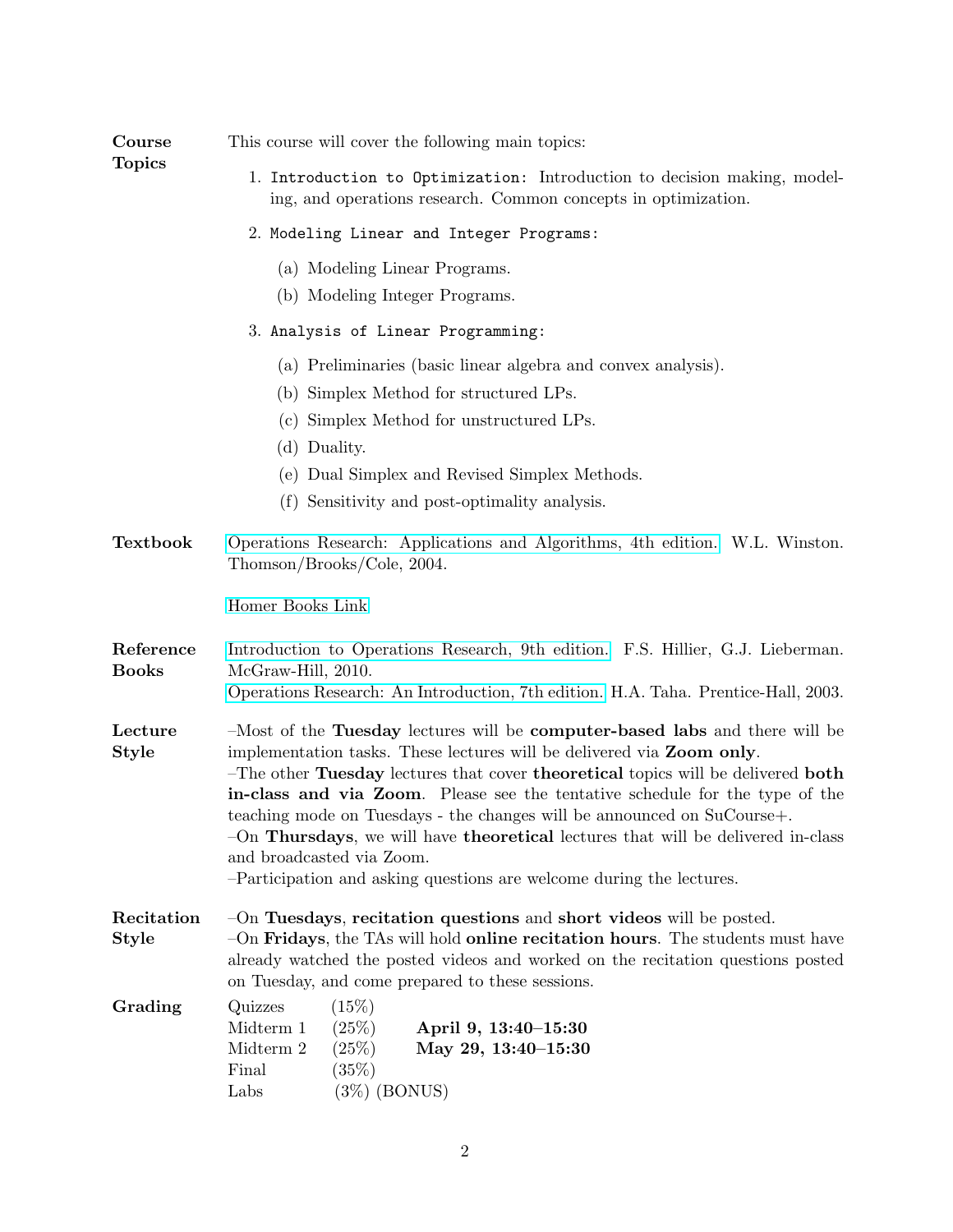**Course Topics**

This course will cover the following main topics:

1. `Introduction to Optimization:` Introduction to decision making, modeling, and operations research. Common concepts in optimization.
2. `Modeling Linear and Integer Programs:`
   (a) Modeling Linear Programs.
   (b) Modeling Integer Programs.
3. `Analysis of Linear Programming:`
   (a) Preliminaries (basic linear algebra and convex analysis).
   (b) Simplex Method for structured LPs.
   (c) Simplex Method for unstructured LPs.
   (d) Duality.
   (e) Dual Simplex and Revised Simplex Methods.
   (f) Sensitivity and post-optimality analysis.

**Textbook**

Operations Research: Applications and Algorithms, 4th edition. W.L. Winston. Thomson/Brooks/Cole, 2004.

Homer Books Link

**Reference Books**

Introduction to Operations Research, 9th edition. F.S. Hillier, G.J. Lieberman. McGraw-Hill, 2010.
Operations Research: An Introduction, 7th edition. H.A. Taha. Prentice-Hall, 2003.

**Lecture Style**

–Most of the **Tuesday** lectures will be **computer-based labs** and there will be implementation tasks. These lectures will be delivered via **Zoom only**.
–The other **Tuesday** lectures that cover **theoretical** topics will be delivered **both in-class and via Zoom**. Please see the tentative schedule for the type of the teaching mode on Tuesdays - the changes will be announced on SuCourse+.
–On **Thursdays**, we will have **theoretical** lectures that will be delivered in-class and broadcasted via Zoom.
–Participation and asking questions are welcome during the lectures.

**Recitation Style**

–On **Tuesdays**, **recitation questions** and **short videos** will be posted.
–On **Fridays**, the TAs will hold **online recitation hours**. The students must have already watched the posted videos and worked on the recitation questions posted on Tuesday, and come prepared to these sessions.

**Grading**

| | | |
|---|---|---|
| Quizzes | (15%) | |
| Midterm 1 | (25%) | **April 9, 13:40–15:30** |
| Midterm 2 | (25%) | **May 29, 13:40–15:30** |
| Final | (35%) | |
| Labs | (3%) (BONUS) | |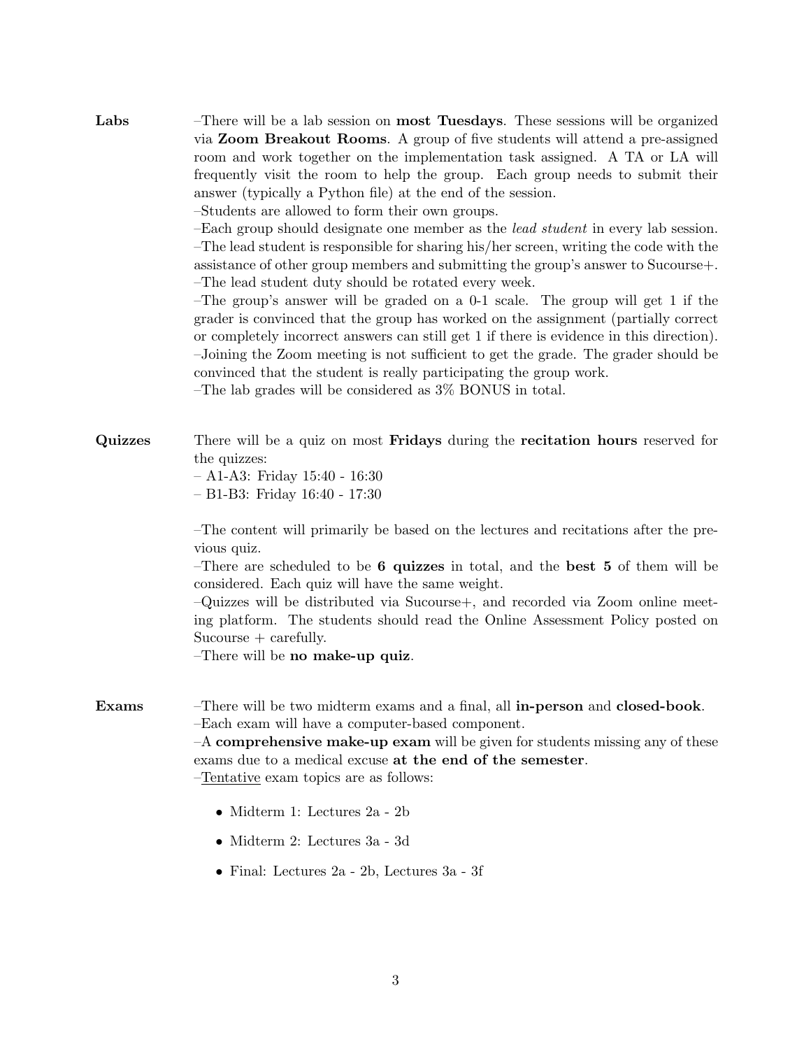**Labs**

–There will be a lab session on **most Tuesdays**. These sessions will be organized via **Zoom Breakout Rooms**. A group of five students will attend a pre-assigned room and work together on the implementation task assigned. A TA or LA will frequently visit the room to help the group. Each group needs to submit their answer (typically a Python file) at the end of the session.
–Students are allowed to form their own groups.
–Each group should designate one member as the *lead student* in every lab session.
–The lead student is responsible for sharing his/her screen, writing the code with the assistance of other group members and submitting the group's answer to Sucourse+.
–The lead student duty should be rotated every week.
–The group's answer will be graded on a 0-1 scale. The group will get 1 if the grader is convinced that the group has worked on the assignment (partially correct or completely incorrect answers can still get 1 if there is evidence in this direction).
–Joining the Zoom meeting is not sufficient to get the grade. The grader should be convinced that the student is really participating the group work.
–The lab grades will be considered as 3% BONUS in total.

**Quizzes**

There will be a quiz on most **Fridays** during the **recitation hours** reserved for the quizzes:
– A1-A3: Friday 15:40 - 16:30
– B1-B3: Friday 16:40 - 17:30

–The content will primarily be based on the lectures and recitations after the previous quiz.
–There are scheduled to be **6 quizzes** in total, and the **best 5** of them will be considered. Each quiz will have the same weight.
–Quizzes will be distributed via Sucourse+, and recorded via Zoom online meeting platform. The students should read the Online Assessment Policy posted on Sucourse + carefully.
–There will be **no make-up quiz**.

**Exams**

–There will be two midterm exams and a final, all **in-person** and **closed-book**.
–Each exam will have a computer-based component.
–A **comprehensive make-up exam** will be given for students missing any of these exams due to a medical excuse **at the end of the semester**.
–Tentative exam topics are as follows:

- Midterm 1: Lectures 2a - 2b
- Midterm 2: Lectures 3a - 3d
- Final: Lectures 2a - 2b, Lectures 3a - 3f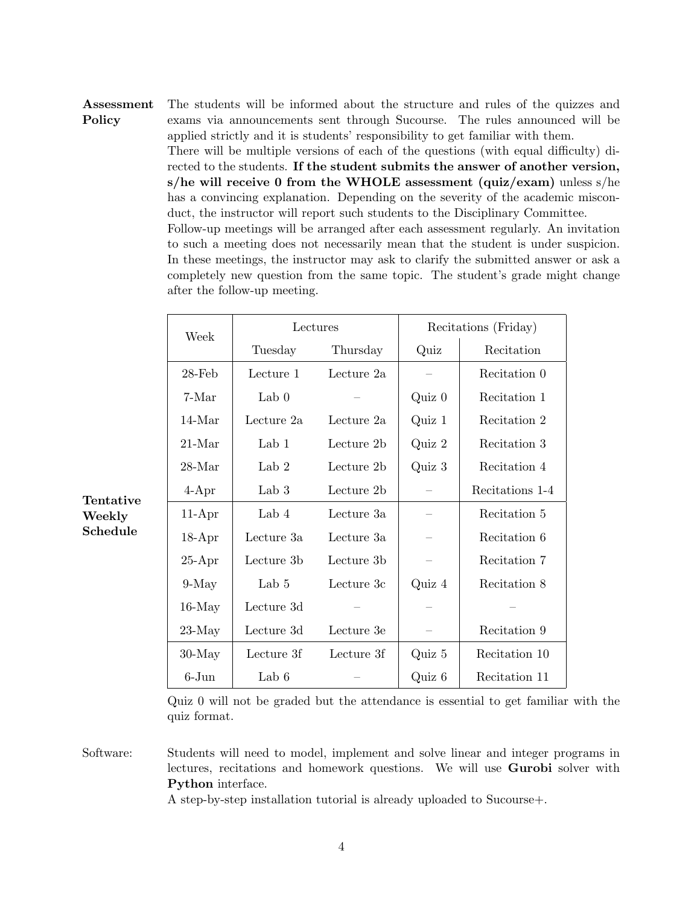**Assessment Policy**

The students will be informed about the structure and rules of the quizzes and exams via announcements sent through Sucourse. The rules announced will be applied strictly and it is students' responsibility to get familiar with them.

There will be multiple versions of each of the questions (with equal difficulty) directed to the students. **If the student submits the answer of another version, s/he will receive 0 from the WHOLE assessment (quiz/exam)** unless s/he has a convincing explanation. Depending on the severity of the academic misconduct, the instructor will report such students to the Disciplinary Committee.

Follow-up meetings will be arranged after each assessment regularly. An invitation to such a meeting does not necessarily mean that the student is under suspicion. In these meetings, the instructor may ask to clarify the submitted answer or ask a completely new question from the same topic. The student's grade might change after the follow-up meeting.

**Tentative Weekly Schedule**

| Week | Lectures | | Recitations (Friday) | |
|---|---|---|---|---|
| | Tuesday | Thursday | Quiz | Recitation |
| 28-Feb | Lecture 1 | Lecture 2a | – | Recitation 0 |
| 7-Mar | Lab 0 | – | Quiz 0 | Recitation 1 |
| 14-Mar | Lecture 2a | Lecture 2a | Quiz 1 | Recitation 2 |
| 21-Mar | Lab 1 | Lecture 2b | Quiz 2 | Recitation 3 |
| 28-Mar | Lab 2 | Lecture 2b | Quiz 3 | Recitation 4 |
| 4-Apr | Lab 3 | Lecture 2b | – | Recitations 1-4 |
| 11-Apr | Lab 4 | Lecture 3a | – | Recitation 5 |
| 18-Apr | Lecture 3a | Lecture 3a | – | Recitation 6 |
| 25-Apr | Lecture 3b | Lecture 3b | – | Recitation 7 |
| 9-May | Lab 5 | Lecture 3c | Quiz 4 | Recitation 8 |
| 16-May | Lecture 3d | – | – | – |
| 23-May | Lecture 3d | Lecture 3e | – | Recitation 9 |
| 30-May | Lecture 3f | Lecture 3f | Quiz 5 | Recitation 10 |
| 6-Jun | Lab 6 | – | Quiz 6 | Recitation 11 |

Quiz 0 will not be graded but the attendance is essential to get familiar with the quiz format.

Software:

Students will need to model, implement and solve linear and integer programs in lectures, recitations and homework questions. We will use **Gurobi** solver with **Python** interface.

A step-by-step installation tutorial is already uploaded to Sucourse+.